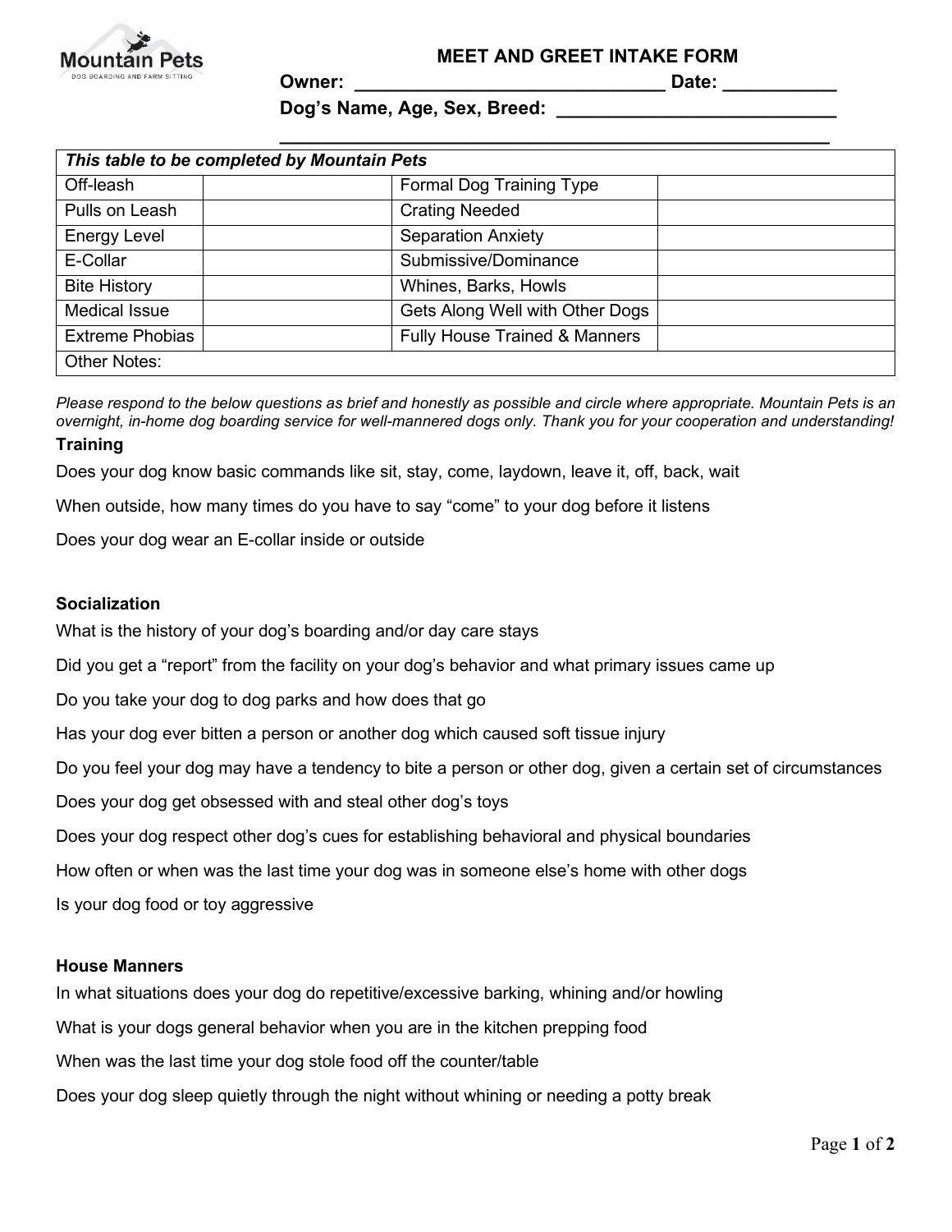Mountain Pets
DOG BOARDING AND FARM SITTING

# MEET AND GREET INTAKE FORM

**Owner: ______________________________ Date: ___________**

**Dog's Name, Age, Sex, Breed: ___________________________**

**________________________________________________________**

| *This table to be completed by Mountain Pets* | | | |
|---|---|---|---|
| Off-leash | | Formal Dog Training Type | |
| Pulls on Leash | | Crating Needed | |
| Energy Level | | Separation Anxiety | |
| E-Collar | | Submissive/Dominance | |
| Bite History | | Whines, Barks, Howls | |
| Medical Issue | | Gets Along Well with Other Dogs | |
| Extreme Phobias | | Fully House Trained & Manners | |
| Other Notes: | | | |

*Please respond to the below questions as brief and honestly as possible and circle where appropriate. Mountain Pets is an overnight, in-home dog boarding service for well-mannered dogs only. Thank you for your cooperation and understanding!*

**Training**

Does your dog know basic commands like sit, stay, come, laydown, leave it, off, back, wait

When outside, how many times do you have to say "come" to your dog before it listens

Does your dog wear an E-collar inside or outside

**Socialization**

What is the history of your dog's boarding and/or day care stays

Did you get a "report" from the facility on your dog's behavior and what primary issues came up

Do you take your dog to dog parks and how does that go

Has your dog ever bitten a person or another dog which caused soft tissue injury

Do you feel your dog may have a tendency to bite a person or other dog, given a certain set of circumstances

Does your dog get obsessed with and steal other dog's toys

Does your dog respect other dog's cues for establishing behavioral and physical boundaries

How often or when was the last time your dog was in someone else's home with other dogs

Is your dog food or toy aggressive

**House Manners**

In what situations does your dog do repetitive/excessive barking, whining and/or howling

What is your dogs general behavior when you are in the kitchen prepping food

When was the last time your dog stole food off the counter/table

Does your dog sleep quietly through the night without whining or needing a potty break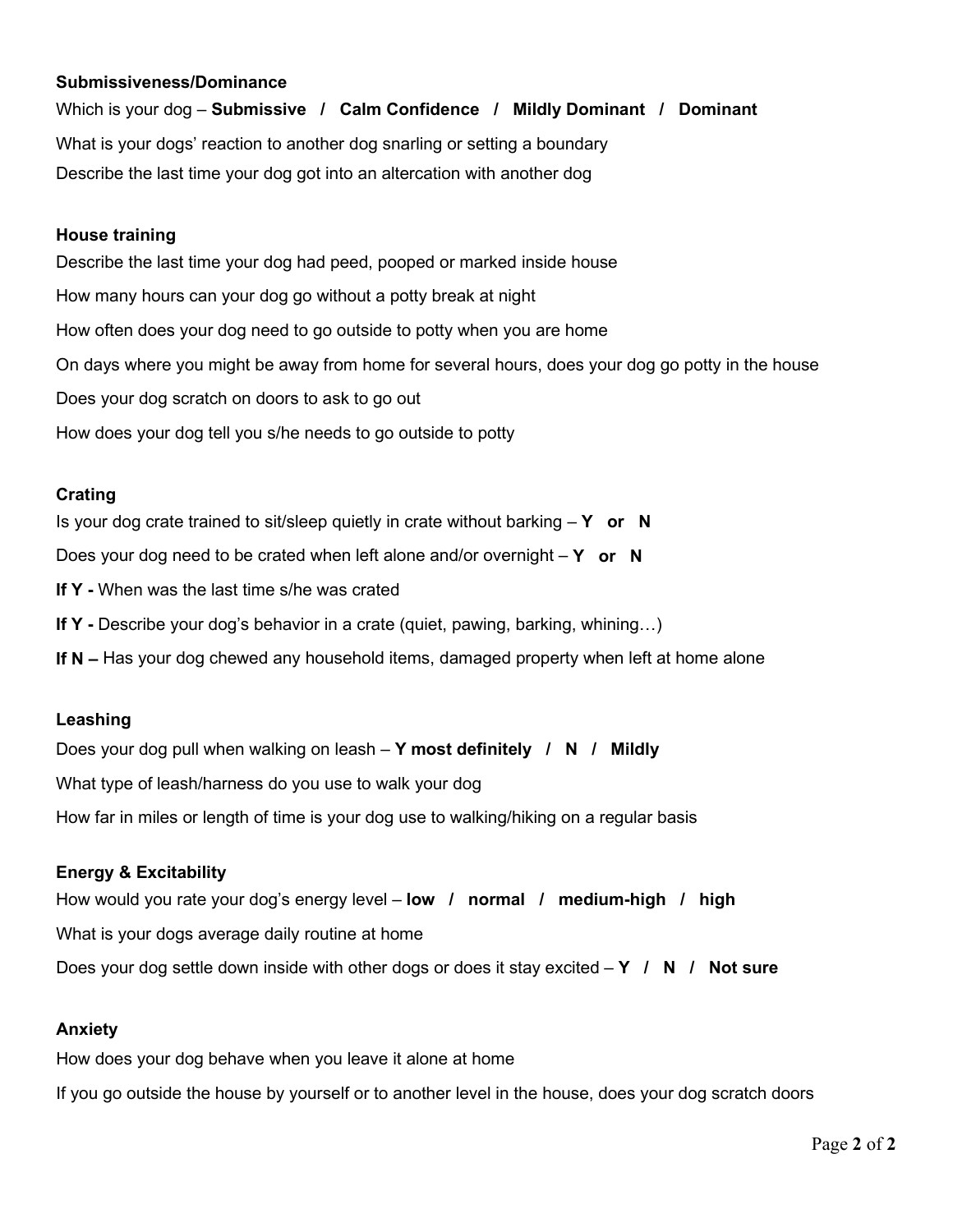**Submissiveness/Dominance**

Which is your dog – **Submissive / Calm Confidence / Mildly Dominant / Dominant**

What is your dogs' reaction to another dog snarling or setting a boundary

Describe the last time your dog got into an altercation with another dog

**House training**

Describe the last time your dog had peed, pooped or marked inside house

How many hours can your dog go without a potty break at night

How often does your dog need to go outside to potty when you are home

On days where you might be away from home for several hours, does your dog go potty in the house

Does your dog scratch on doors to ask to go out

How does your dog tell you s/he needs to go outside to potty

**Crating**

Is your dog crate trained to sit/sleep quietly in crate without barking – **Y or N**

Does your dog need to be crated when left alone and/or overnight – **Y or N**

**If Y -** When was the last time s/he was crated

**If Y -** Describe your dog's behavior in a crate (quiet, pawing, barking, whining…)

**If N –** Has your dog chewed any household items, damaged property when left at home alone

**Leashing**

Does your dog pull when walking on leash – **Y most definitely / N / Mildly**

What type of leash/harness do you use to walk your dog

How far in miles or length of time is your dog use to walking/hiking on a regular basis

**Energy & Excitability**

How would you rate your dog's energy level – **low / normal / medium-high / high**

What is your dogs average daily routine at home

Does your dog settle down inside with other dogs or does it stay excited – **Y / N / Not sure**

**Anxiety**

How does your dog behave when you leave it alone at home

If you go outside the house by yourself or to another level in the house, does your dog scratch doors